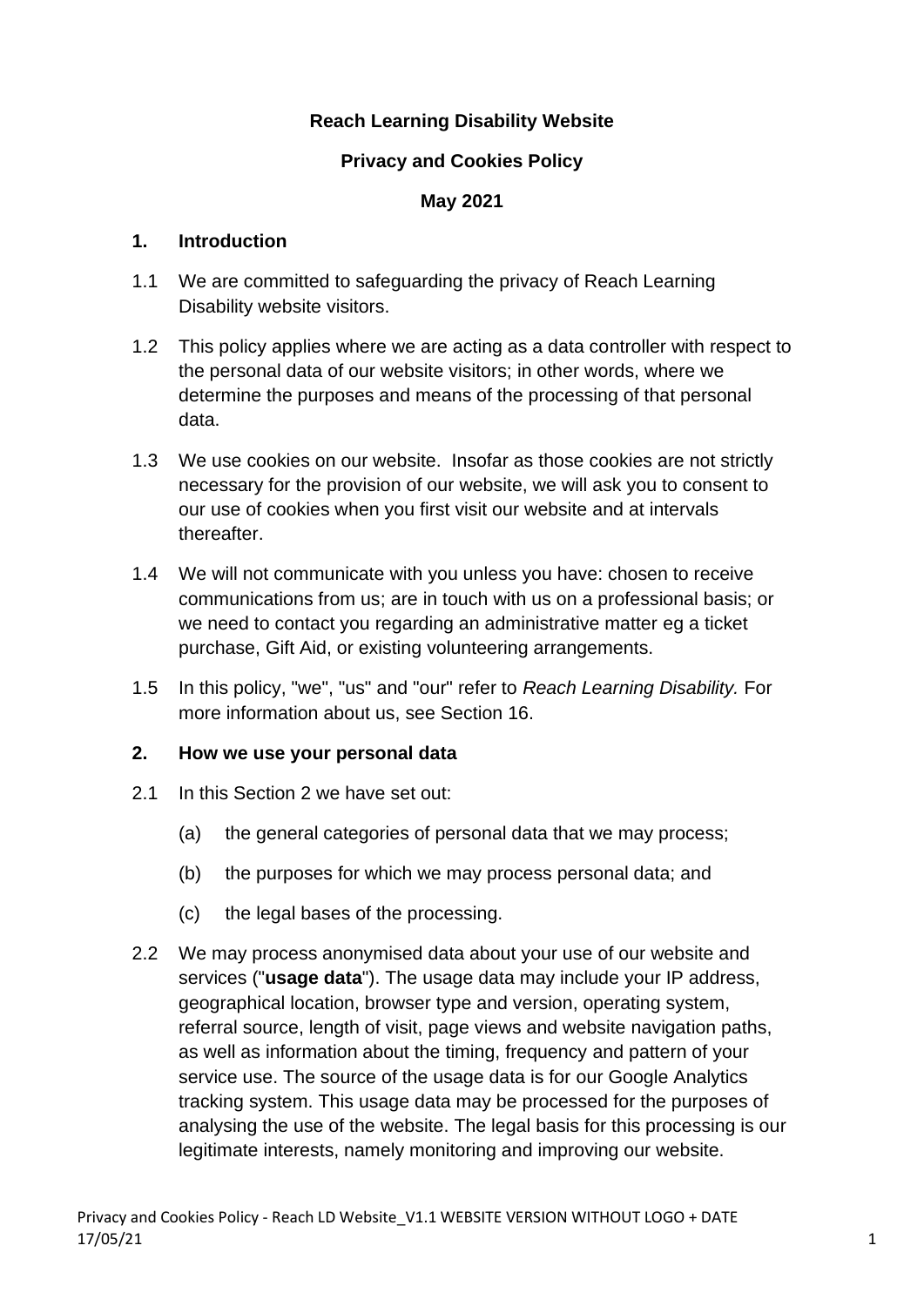**Reach Learning Disability Website**

**Privacy and Cookies Policy**

**May 2021**

## 1. Introduction

1.1 We are committed to safeguarding the privacy of Reach Learning Disability website visitors.

1.2 This policy applies where we are acting as a data controller with respect to the personal data of our website visitors; in other words, where we determine the purposes and means of the processing of that personal data.

1.3 We use cookies on our website. Insofar as those cookies are not strictly necessary for the provision of our website, we will ask you to consent to our use of cookies when you first visit our website and at intervals thereafter.

1.4 We will not communicate with you unless you have: chosen to receive communications from us; are in touch with us on a professional basis; or we need to contact you regarding an administrative matter eg a ticket purchase, Gift Aid, or existing volunteering arrangements.

1.5 In this policy, "we", "us" and "our" refer to *Reach Learning Disability.* For more information about us, see Section 16.

## 2. How we use your personal data

2.1 In this Section 2 we have set out:

(a) the general categories of personal data that we may process;

(b) the purposes for which we may process personal data; and

(c) the legal bases of the processing.

2.2 We may process anonymised data about your use of our website and services ("**usage data**"). The usage data may include your IP address, geographical location, browser type and version, operating system, referral source, length of visit, page views and website navigation paths, as well as information about the timing, frequency and pattern of your service use. The source of the usage data is for our Google Analytics tracking system. This usage data may be processed for the purposes of analysing the use of the website. The legal basis for this processing is our legitimate interests, namely monitoring and improving our website.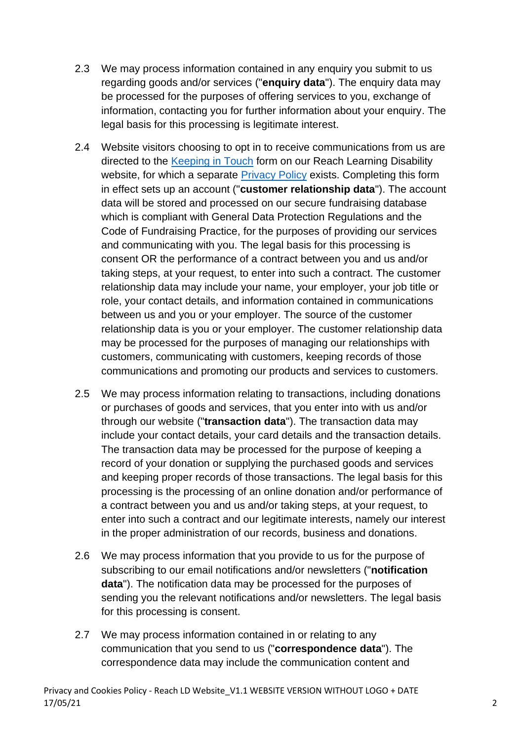2.3 We may process information contained in any enquiry you submit to us regarding goods and/or services ("**enquiry data**"). The enquiry data may be processed for the purposes of offering services to you, exchange of information, contacting you for further information about your enquiry. The legal basis for this processing is legitimate interest.

2.4 Website visitors choosing to opt in to receive communications from us are directed to the Keeping in Touch form on our Reach Learning Disability website, for which a separate Privacy Policy exists. Completing this form in effect sets up an account ("**customer relationship data**"). The account data will be stored and processed on our secure fundraising database which is compliant with General Data Protection Regulations and the Code of Fundraising Practice, for the purposes of providing our services and communicating with you. The legal basis for this processing is consent OR the performance of a contract between you and us and/or taking steps, at your request, to enter into such a contract. The customer relationship data may include your name, your employer, your job title or role, your contact details, and information contained in communications between us and you or your employer. The source of the customer relationship data is you or your employer. The customer relationship data may be processed for the purposes of managing our relationships with customers, communicating with customers, keeping records of those communications and promoting our products and services to customers.

2.5 We may process information relating to transactions, including donations or purchases of goods and services, that you enter into with us and/or through our website ("**transaction data**"). The transaction data may include your contact details, your card details and the transaction details. The transaction data may be processed for the purpose of keeping a record of your donation or supplying the purchased goods and services and keeping proper records of those transactions. The legal basis for this processing is the processing of an online donation and/or performance of a contract between you and us and/or taking steps, at your request, to enter into such a contract and our legitimate interests, namely our interest in the proper administration of our records, business and donations.

2.6 We may process information that you provide to us for the purpose of subscribing to our email notifications and/or newsletters ("**notification data**"). The notification data may be processed for the purposes of sending you the relevant notifications and/or newsletters. The legal basis for this processing is consent.

2.7 We may process information contained in or relating to any communication that you send to us ("**correspondence data**"). The correspondence data may include the communication content and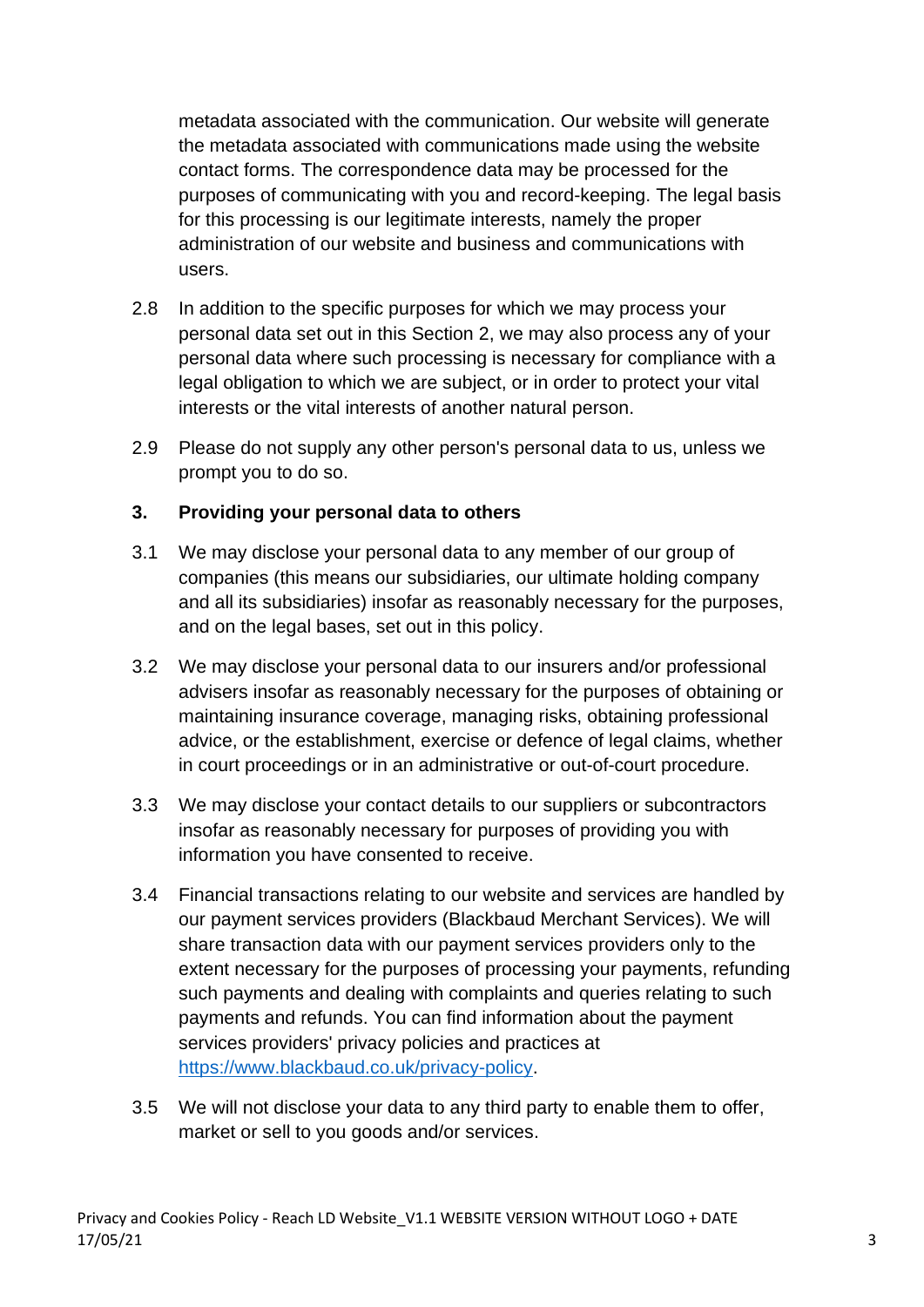metadata associated with the communication. Our website will generate the metadata associated with communications made using the website contact forms. The correspondence data may be processed for the purposes of communicating with you and record-keeping. The legal basis for this processing is our legitimate interests, namely the proper administration of our website and business and communications with users.

2.8 In addition to the specific purposes for which we may process your personal data set out in this Section 2, we may also process any of your personal data where such processing is necessary for compliance with a legal obligation to which we are subject, or in order to protect your vital interests or the vital interests of another natural person.

2.9 Please do not supply any other person's personal data to us, unless we prompt you to do so.

## 3. Providing your personal data to others

3.1 We may disclose your personal data to any member of our group of companies (this means our subsidiaries, our ultimate holding company and all its subsidiaries) insofar as reasonably necessary for the purposes, and on the legal bases, set out in this policy.

3.2 We may disclose your personal data to our insurers and/or professional advisers insofar as reasonably necessary for the purposes of obtaining or maintaining insurance coverage, managing risks, obtaining professional advice, or the establishment, exercise or defence of legal claims, whether in court proceedings or in an administrative or out-of-court procedure.

3.3 We may disclose your contact details to our suppliers or subcontractors insofar as reasonably necessary for purposes of providing you with information you have consented to receive.

3.4 Financial transactions relating to our website and services are handled by our payment services providers (Blackbaud Merchant Services). We will share transaction data with our payment services providers only to the extent necessary for the purposes of processing your payments, refunding such payments and dealing with complaints and queries relating to such payments and refunds. You can find information about the payment services providers' privacy policies and practices at [https://www.blackbaud.co.uk/privacy-policy](https://www.blackbaud.co.uk/privacy-policy).

3.5 We will not disclose your data to any third party to enable them to offer, market or sell to you goods and/or services.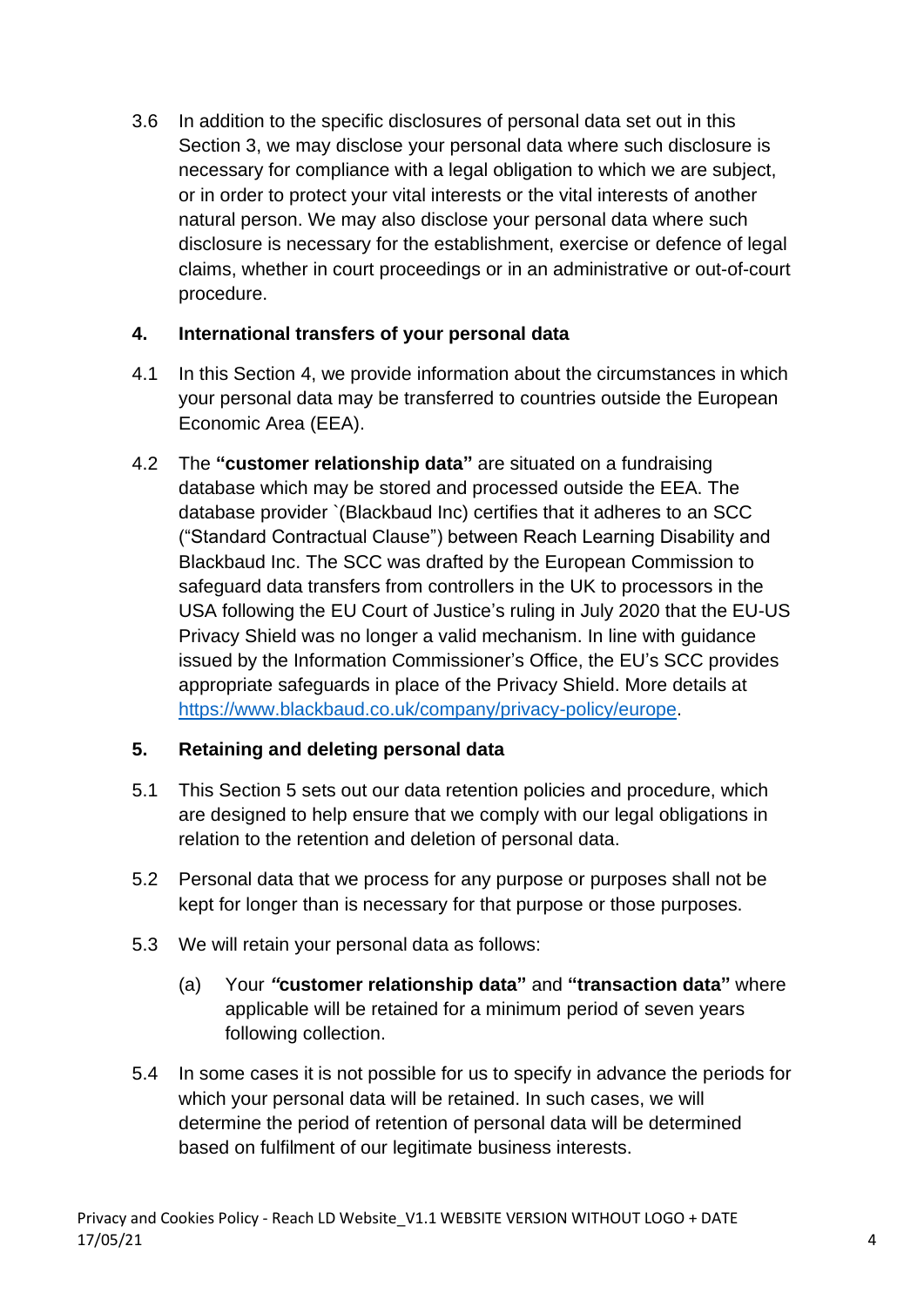3.6 In addition to the specific disclosures of personal data set out in this Section 3, we may disclose your personal data where such disclosure is necessary for compliance with a legal obligation to which we are subject, or in order to protect your vital interests or the vital interests of another natural person. We may also disclose your personal data where such disclosure is necessary for the establishment, exercise or defence of legal claims, whether in court proceedings or in an administrative or out-of-court procedure.

## 4. International transfers of your personal data

4.1 In this Section 4, we provide information about the circumstances in which your personal data may be transferred to countries outside the European Economic Area (EEA).

4.2 The **"customer relationship data"** are situated on a fundraising database which may be stored and processed outside the EEA. The database provider `(Blackbaud Inc) certifies that it adheres to an SCC ("Standard Contractual Clause") between Reach Learning Disability and Blackbaud Inc. The SCC was drafted by the European Commission to safeguard data transfers from controllers in the UK to processors in the USA following the EU Court of Justice's ruling in July 2020 that the EU-US Privacy Shield was no longer a valid mechanism. In line with guidance issued by the Information Commissioner's Office, the EU's SCC provides appropriate safeguards in place of the Privacy Shield. More details at https://www.blackbaud.co.uk/company/privacy-policy/europe.

## 5. Retaining and deleting personal data

5.1 This Section 5 sets out our data retention policies and procedure, which are designed to help ensure that we comply with our legal obligations in relation to the retention and deletion of personal data.

5.2 Personal data that we process for any purpose or purposes shall not be kept for longer than is necessary for that purpose or those purposes.

5.3 We will retain your personal data as follows:

(a) Your ***"*customer relationship data"** and **"transaction data"** where applicable will be retained for a minimum period of seven years following collection.

5.4 In some cases it is not possible for us to specify in advance the periods for which your personal data will be retained. In such cases, we will determine the period of retention of personal data will be determined based on fulfilment of our legitimate business interests.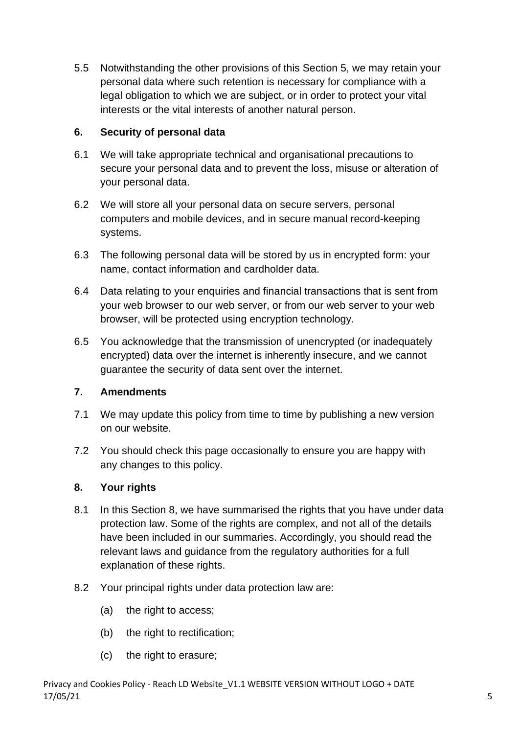5.5 Notwithstanding the other provisions of this Section 5, we may retain your personal data where such retention is necessary for compliance with a legal obligation to which we are subject, or in order to protect your vital interests or the vital interests of another natural person.

## 6. Security of personal data

6.1 We will take appropriate technical and organisational precautions to secure your personal data and to prevent the loss, misuse or alteration of your personal data.

6.2 We will store all your personal data on secure servers, personal computers and mobile devices, and in secure manual record-keeping systems.

6.3 The following personal data will be stored by us in encrypted form: your name, contact information and cardholder data.

6.4 Data relating to your enquiries and financial transactions that is sent from your web browser to our web server, or from our web server to your web browser, will be protected using encryption technology.

6.5 You acknowledge that the transmission of unencrypted (or inadequately encrypted) data over the internet is inherently insecure, and we cannot guarantee the security of data sent over the internet.

## 7. Amendments

7.1 We may update this policy from time to time by publishing a new version on our website.

7.2 You should check this page occasionally to ensure you are happy with any changes to this policy.

## 8. Your rights

8.1 In this Section 8, we have summarised the rights that you have under data protection law. Some of the rights are complex, and not all of the details have been included in our summaries. Accordingly, you should read the relevant laws and guidance from the regulatory authorities for a full explanation of these rights.

8.2 Your principal rights under data protection law are:

(a) the right to access;

(b) the right to rectification;

(c) the right to erasure;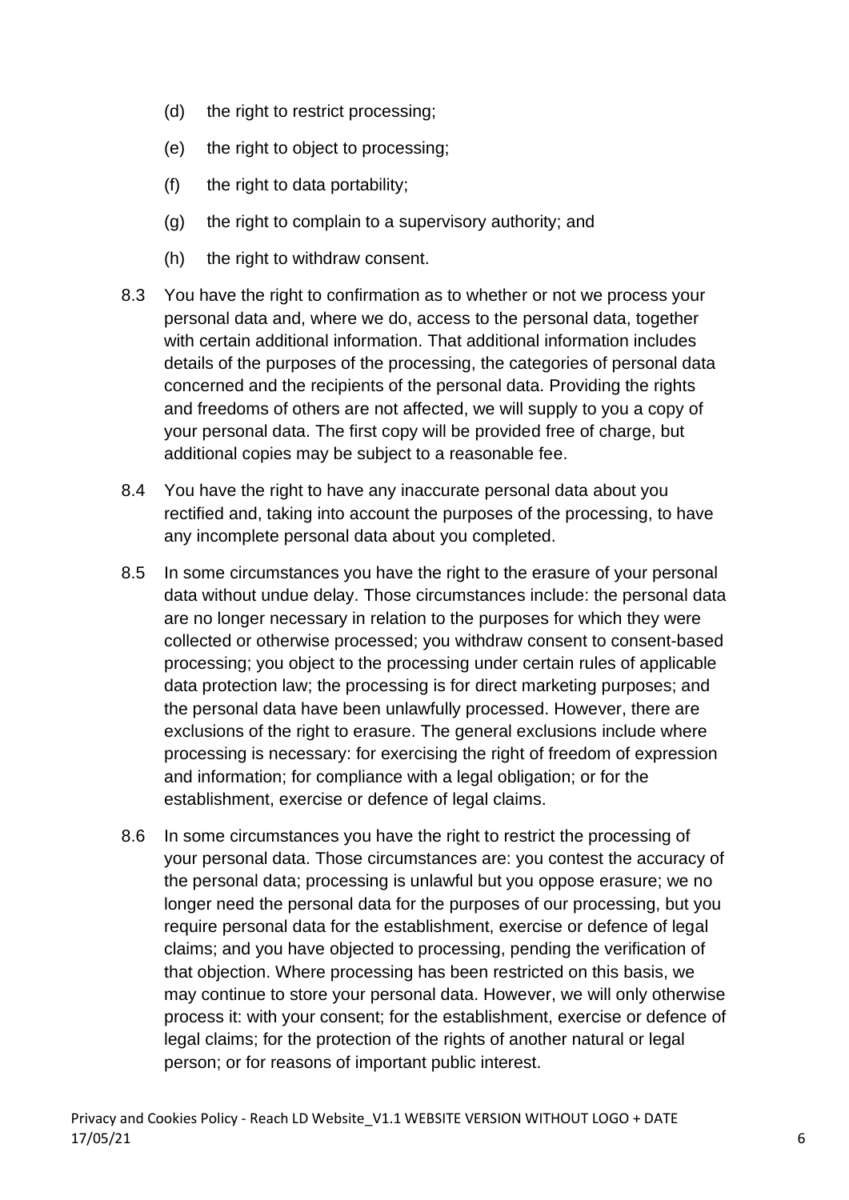(d) the right to restrict processing;

(e) the right to object to processing;

(f) the right to data portability;

(g) the right to complain to a supervisory authority; and

(h) the right to withdraw consent.

8.3 You have the right to confirmation as to whether or not we process your personal data and, where we do, access to the personal data, together with certain additional information. That additional information includes details of the purposes of the processing, the categories of personal data concerned and the recipients of the personal data. Providing the rights and freedoms of others are not affected, we will supply to you a copy of your personal data. The first copy will be provided free of charge, but additional copies may be subject to a reasonable fee.

8.4 You have the right to have any inaccurate personal data about you rectified and, taking into account the purposes of the processing, to have any incomplete personal data about you completed.

8.5 In some circumstances you have the right to the erasure of your personal data without undue delay. Those circumstances include: the personal data are no longer necessary in relation to the purposes for which they were collected or otherwise processed; you withdraw consent to consent-based processing; you object to the processing under certain rules of applicable data protection law; the processing is for direct marketing purposes; and the personal data have been unlawfully processed. However, there are exclusions of the right to erasure. The general exclusions include where processing is necessary: for exercising the right of freedom of expression and information; for compliance with a legal obligation; or for the establishment, exercise or defence of legal claims.

8.6 In some circumstances you have the right to restrict the processing of your personal data. Those circumstances are: you contest the accuracy of the personal data; processing is unlawful but you oppose erasure; we no longer need the personal data for the purposes of our processing, but you require personal data for the establishment, exercise or defence of legal claims; and you have objected to processing, pending the verification of that objection. Where processing has been restricted on this basis, we may continue to store your personal data. However, we will only otherwise process it: with your consent; for the establishment, exercise or defence of legal claims; for the protection of the rights of another natural or legal person; or for reasons of important public interest.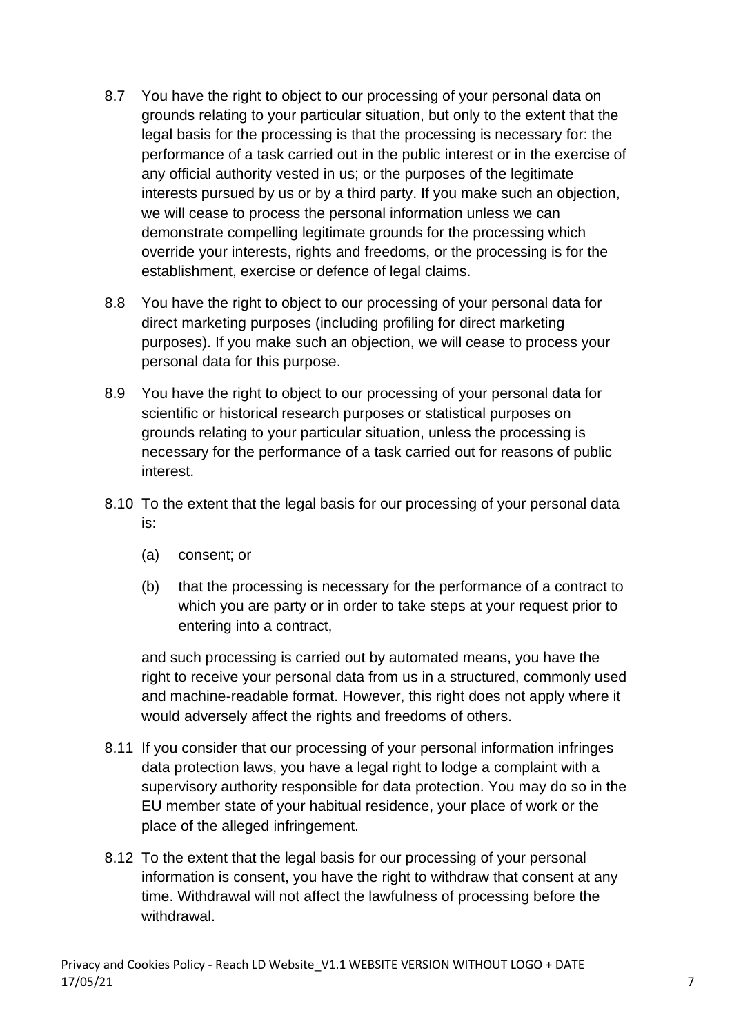8.7 You have the right to object to our processing of your personal data on grounds relating to your particular situation, but only to the extent that the legal basis for the processing is that the processing is necessary for: the performance of a task carried out in the public interest or in the exercise of any official authority vested in us; or the purposes of the legitimate interests pursued by us or by a third party. If you make such an objection, we will cease to process the personal information unless we can demonstrate compelling legitimate grounds for the processing which override your interests, rights and freedoms, or the processing is for the establishment, exercise or defence of legal claims.

8.8 You have the right to object to our processing of your personal data for direct marketing purposes (including profiling for direct marketing purposes). If you make such an objection, we will cease to process your personal data for this purpose.

8.9 You have the right to object to our processing of your personal data for scientific or historical research purposes or statistical purposes on grounds relating to your particular situation, unless the processing is necessary for the performance of a task carried out for reasons of public interest.

8.10 To the extent that the legal basis for our processing of your personal data is:

(a) consent; or

(b) that the processing is necessary for the performance of a contract to which you are party or in order to take steps at your request prior to entering into a contract,

and such processing is carried out by automated means, you have the right to receive your personal data from us in a structured, commonly used and machine-readable format. However, this right does not apply where it would adversely affect the rights and freedoms of others.

8.11 If you consider that our processing of your personal information infringes data protection laws, you have a legal right to lodge a complaint with a supervisory authority responsible for data protection. You may do so in the EU member state of your habitual residence, your place of work or the place of the alleged infringement.

8.12 To the extent that the legal basis for our processing of your personal information is consent, you have the right to withdraw that consent at any time. Withdrawal will not affect the lawfulness of processing before the withdrawal.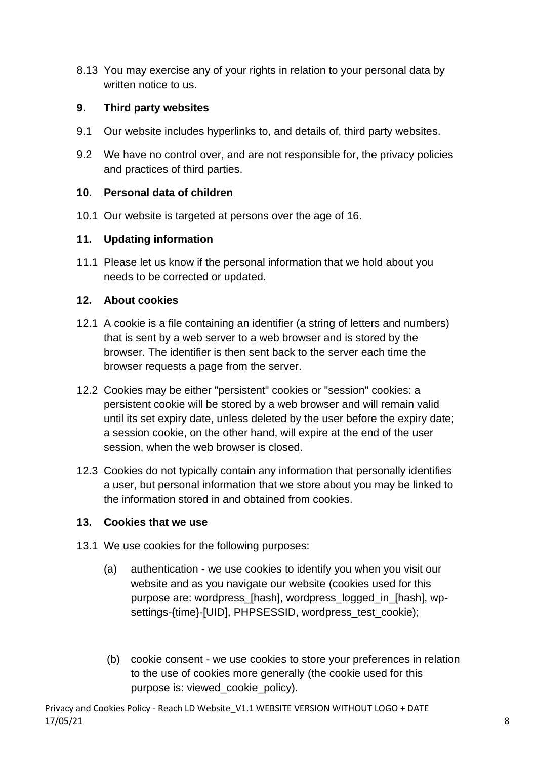8.13 You may exercise any of your rights in relation to your personal data by written notice to us.

## 9. Third party websites

9.1 Our website includes hyperlinks to, and details of, third party websites.

9.2 We have no control over, and are not responsible for, the privacy policies and practices of third parties.

## 10. Personal data of children

10.1 Our website is targeted at persons over the age of 16.

## 11. Updating information

11.1 Please let us know if the personal information that we hold about you needs to be corrected or updated.

## 12. About cookies

12.1 A cookie is a file containing an identifier (a string of letters and numbers) that is sent by a web server to a web browser and is stored by the browser. The identifier is then sent back to the server each time the browser requests a page from the server.

12.2 Cookies may be either "persistent" cookies or "session" cookies: a persistent cookie will be stored by a web browser and will remain valid until its set expiry date, unless deleted by the user before the expiry date; a session cookie, on the other hand, will expire at the end of the user session, when the web browser is closed.

12.3 Cookies do not typically contain any information that personally identifies a user, but personal information that we store about you may be linked to the information stored in and obtained from cookies.

## 13. Cookies that we use

13.1 We use cookies for the following purposes:

(a) authentication - we use cookies to identify you when you visit our website and as you navigate our website (cookies used for this purpose are: wordpress_[hash], wordpress_logged_in_[hash], wp-settings-{time}-[UID], PHPSESSID, wordpress_test_cookie);

(b) cookie consent - we use cookies to store your preferences in relation to the use of cookies more generally (the cookie used for this purpose is: viewed_cookie_policy).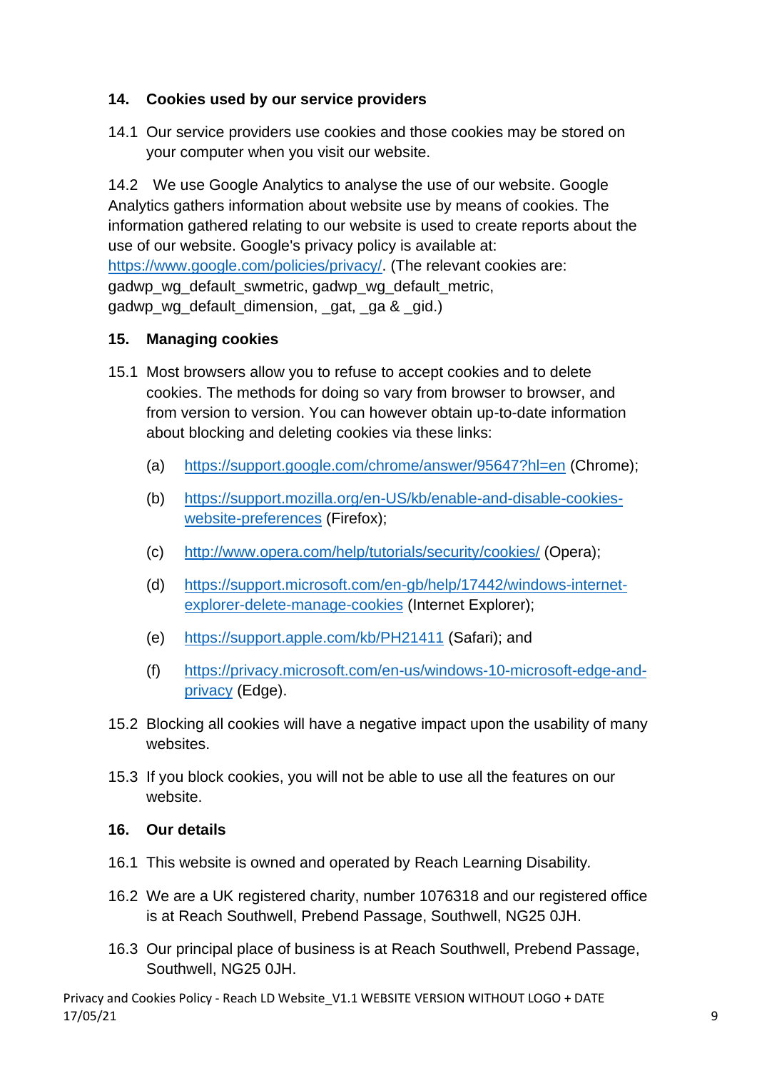## 14. Cookies used by our service providers

14.1 Our service providers use cookies and those cookies may be stored on your computer when you visit our website.

14.2 We use Google Analytics to analyse the use of our website. Google Analytics gathers information about website use by means of cookies. The information gathered relating to our website is used to create reports about the use of our website. Google's privacy policy is available at: https://www.google.com/policies/privacy/. (The relevant cookies are: gadwp_wg_default_swmetric, gadwp_wg_default_metric, gadwp_wg_default_dimension, _gat, _ga & _gid.)

## 15. Managing cookies

15.1 Most browsers allow you to refuse to accept cookies and to delete cookies. The methods for doing so vary from browser to browser, and from version to version. You can however obtain up-to-date information about blocking and deleting cookies via these links:

(a) https://support.google.com/chrome/answer/95647?hl=en (Chrome);

(b) https://support.mozilla.org/en-US/kb/enable-and-disable-cookies-website-preferences (Firefox);

(c) http://www.opera.com/help/tutorials/security/cookies/ (Opera);

(d) https://support.microsoft.com/en-gb/help/17442/windows-internet-explorer-delete-manage-cookies (Internet Explorer);

(e) https://support.apple.com/kb/PH21411 (Safari); and

(f) https://privacy.microsoft.com/en-us/windows-10-microsoft-edge-and-privacy (Edge).

15.2 Blocking all cookies will have a negative impact upon the usability of many websites.

15.3 If you block cookies, you will not be able to use all the features on our website.

## 16. Our details

16.1 This website is owned and operated by Reach Learning Disability.

16.2 We are a UK registered charity, number 1076318 and our registered office is at Reach Southwell, Prebend Passage, Southwell, NG25 0JH.

16.3 Our principal place of business is at Reach Southwell, Prebend Passage, Southwell, NG25 0JH.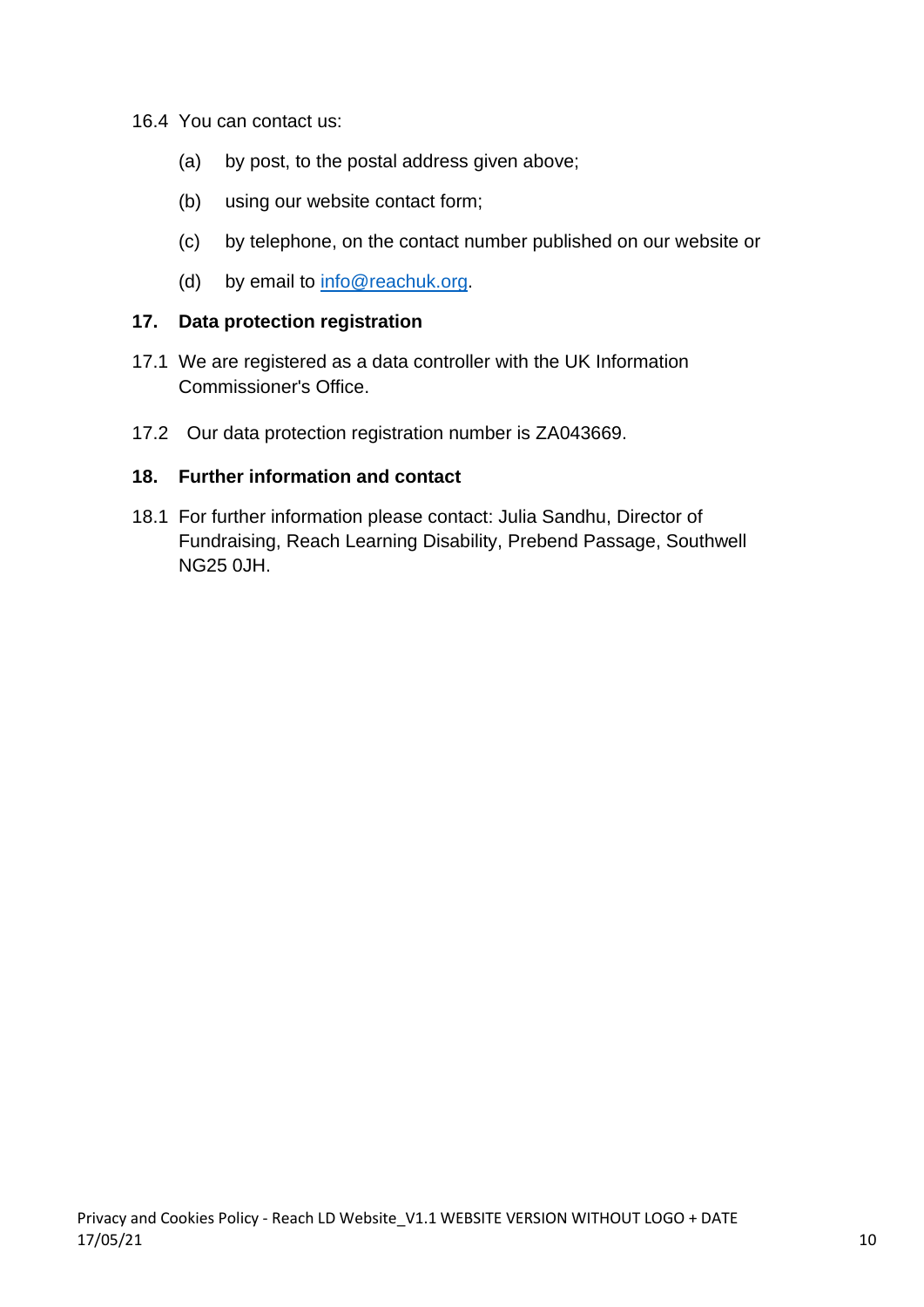16.4 You can contact us:

(a) by post, to the postal address given above;

(b) using our website contact form;

(c) by telephone, on the contact number published on our website or

(d) by email to info@reachuk.org.

## 17. Data protection registration

17.1 We are registered as a data controller with the UK Information Commissioner's Office.

17.2 Our data protection registration number is ZA043669.

## 18. Further information and contact

18.1 For further information please contact: Julia Sandhu, Director of Fundraising, Reach Learning Disability, Prebend Passage, Southwell NG25 0JH.